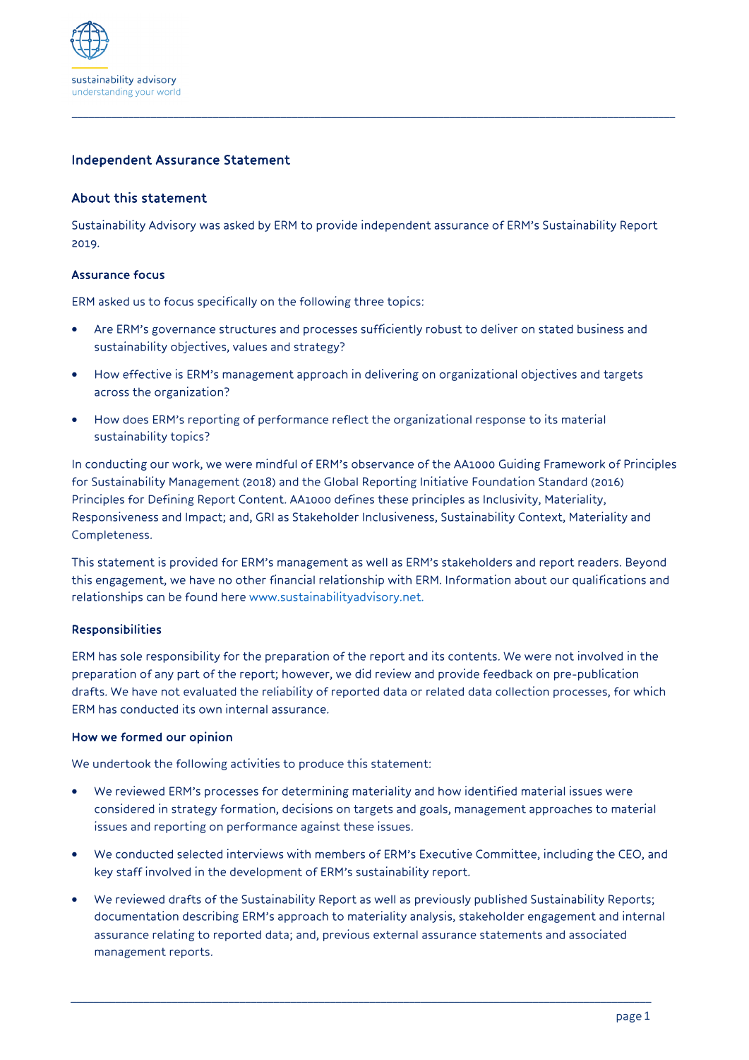sustainability advisory
understanding your world

# Independent Assurance Statement

## About this statement

Sustainability Advisory was asked by ERM to provide independent assurance of ERM's Sustainability Report 2019.

### Assurance focus

ERM asked us to focus specifically on the following three topics:

- Are ERM's governance structures and processes sufficiently robust to deliver on stated business and sustainability objectives, values and strategy?
- How effective is ERM's management approach in delivering on organizational objectives and targets across the organization?
- How does ERM's reporting of performance reflect the organizational response to its material sustainability topics?

In conducting our work, we were mindful of ERM's observance of the AA1000 Guiding Framework of Principles for Sustainability Management (2018) and the Global Reporting Initiative Foundation Standard (2016) Principles for Defining Report Content. AA1000 defines these principles as Inclusivity, Materiality, Responsiveness and Impact; and, GRI as Stakeholder Inclusiveness, Sustainability Context, Materiality and Completeness.

This statement is provided for ERM's management as well as ERM's stakeholders and report readers. Beyond this engagement, we have no other financial relationship with ERM. Information about our qualifications and relationships can be found here www.sustainabilityadvisory.net.

### Responsibilities

ERM has sole responsibility for the preparation of the report and its contents. We were not involved in the preparation of any part of the report; however, we did review and provide feedback on pre-publication drafts. We have not evaluated the reliability of reported data or related data collection processes, for which ERM has conducted its own internal assurance.

### How we formed our opinion

We undertook the following activities to produce this statement:

- We reviewed ERM's processes for determining materiality and how identified material issues were considered in strategy formation, decisions on targets and goals, management approaches to material issues and reporting on performance against these issues.
- We conducted selected interviews with members of ERM's Executive Committee, including the CEO, and key staff involved in the development of ERM's sustainability report.
- We reviewed drafts of the Sustainability Report as well as previously published Sustainability Reports; documentation describing ERM's approach to materiality analysis, stakeholder engagement and internal assurance relating to reported data; and, previous external assurance statements and associated management reports.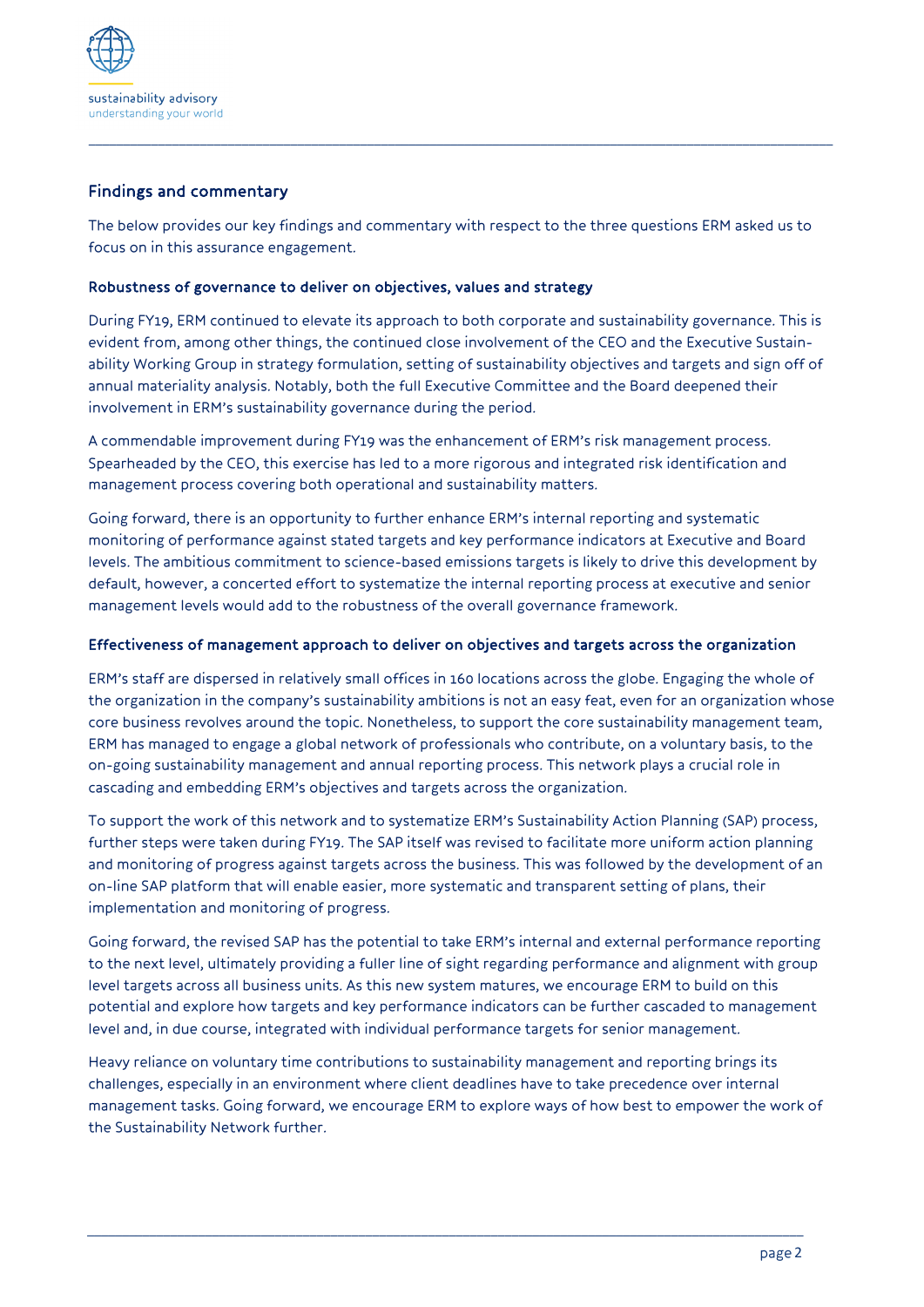## Findings and commentary

The below provides our key findings and commentary with respect to the three questions ERM asked us to focus on in this assurance engagement.

### Robustness of governance to deliver on objectives, values and strategy

During FY19, ERM continued to elevate its approach to both corporate and sustainability governance. This is evident from, among other things, the continued close involvement of the CEO and the Executive Sustainability Working Group in strategy formulation, setting of sustainability objectives and targets and sign off of annual materiality analysis. Notably, both the full Executive Committee and the Board deepened their involvement in ERM's sustainability governance during the period.

A commendable improvement during FY19 was the enhancement of ERM's risk management process. Spearheaded by the CEO, this exercise has led to a more rigorous and integrated risk identification and management process covering both operational and sustainability matters.

Going forward, there is an opportunity to further enhance ERM's internal reporting and systematic monitoring of performance against stated targets and key performance indicators at Executive and Board levels. The ambitious commitment to science-based emissions targets is likely to drive this development by default, however, a concerted effort to systematize the internal reporting process at executive and senior management levels would add to the robustness of the overall governance framework.

### Effectiveness of management approach to deliver on objectives and targets across the organization

ERM's staff are dispersed in relatively small offices in 160 locations across the globe. Engaging the whole of the organization in the company's sustainability ambitions is not an easy feat, even for an organization whose core business revolves around the topic. Nonetheless, to support the core sustainability management team, ERM has managed to engage a global network of professionals who contribute, on a voluntary basis, to the on-going sustainability management and annual reporting process. This network plays a crucial role in cascading and embedding ERM's objectives and targets across the organization.

To support the work of this network and to systematize ERM's Sustainability Action Planning (SAP) process, further steps were taken during FY19. The SAP itself was revised to facilitate more uniform action planning and monitoring of progress against targets across the business. This was followed by the development of an on-line SAP platform that will enable easier, more systematic and transparent setting of plans, their implementation and monitoring of progress.

Going forward, the revised SAP has the potential to take ERM's internal and external performance reporting to the next level, ultimately providing a fuller line of sight regarding performance and alignment with group level targets across all business units. As this new system matures, we encourage ERM to build on this potential and explore how targets and key performance indicators can be further cascaded to management level and, in due course, integrated with individual performance targets for senior management.

Heavy reliance on voluntary time contributions to sustainability management and reporting brings its challenges, especially in an environment where client deadlines have to take precedence over internal management tasks. Going forward, we encourage ERM to explore ways of how best to empower the work of the Sustainability Network further.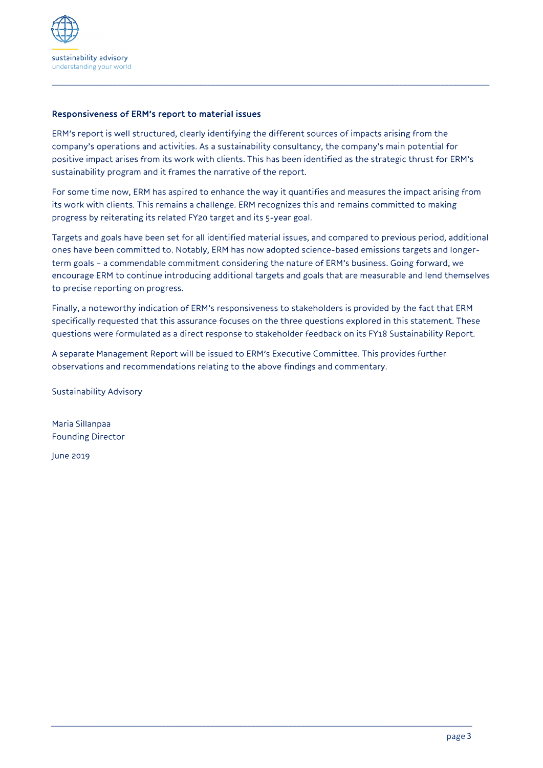## Responsiveness of ERM's report to material issues

ERM's report is well structured, clearly identifying the different sources of impacts arising from the company's operations and activities. As a sustainability consultancy, the company's main potential for positive impact arises from its work with clients. This has been identified as the strategic thrust for ERM's sustainability program and it frames the narrative of the report.

For some time now, ERM has aspired to enhance the way it quantifies and measures the impact arising from its work with clients. This remains a challenge. ERM recognizes this and remains committed to making progress by reiterating its related FY20 target and its 5-year goal.

Targets and goals have been set for all identified material issues, and compared to previous period, additional ones have been committed to. Notably, ERM has now adopted science-based emissions targets and longer-term goals – a commendable commitment considering the nature of ERM's business. Going forward, we encourage ERM to continue introducing additional targets and goals that are measurable and lend themselves to precise reporting on progress.

Finally, a noteworthy indication of ERM's responsiveness to stakeholders is provided by the fact that ERM specifically requested that this assurance focuses on the three questions explored in this statement. These questions were formulated as a direct response to stakeholder feedback on its FY18 Sustainability Report.

A separate Management Report will be issued to ERM's Executive Committee. This provides further observations and recommendations relating to the above findings and commentary.

Sustainability Advisory

Maria Sillanpaa
Founding Director

June 2019